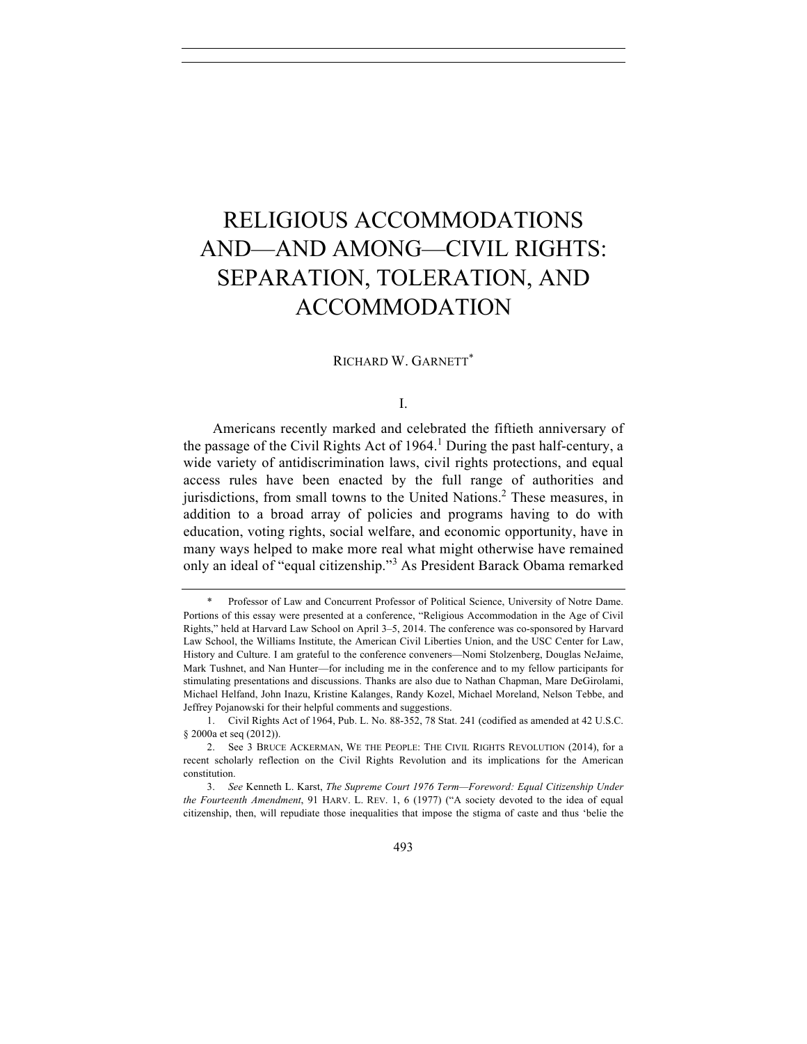# RELIGIOUS ACCOMMODATIONS AND—AND AMONG—CIVIL RIGHTS: SEPARATION, TOLERATION, AND ACCOMMODATION

RICHARD W. GARNETT[*]

## I.

Americans recently marked and celebrated the fiftieth anniversary of the passage of the Civil Rights Act of 1964.[1] During the past half-century, a wide variety of antidiscrimination laws, civil rights protections, and equal access rules have been enacted by the full range of authorities and jurisdictions, from small towns to the United Nations.[2] These measures, in addition to a broad array of policies and programs having to do with education, voting rights, social welfare, and economic opportunity, have in many ways helped to make more real what might otherwise have remained only an ideal of "equal citizenship."[3] As President Barack Obama remarked

---

\* Professor of Law and Concurrent Professor of Political Science, University of Notre Dame. Portions of this essay were presented at a conference, "Religious Accommodation in the Age of Civil Rights," held at Harvard Law School on April 3–5, 2014. The conference was co-sponsored by Harvard Law School, the Williams Institute, the American Civil Liberties Union, and the USC Center for Law, History and Culture. I am grateful to the conference conveners—Nomi Stolzenberg, Douglas NeJaime, Mark Tushnet, and Nan Hunter—for including me in the conference and to my fellow participants for stimulating presentations and discussions. Thanks are also due to Nathan Chapman, Mare DeGirolami, Michael Helfand, John Inazu, Kristine Kalanges, Randy Kozel, Michael Moreland, Nelson Tebbe, and Jeffrey Pojanowski for their helpful comments and suggestions.

1. Civil Rights Act of 1964, Pub. L. No. 88-352, 78 Stat. 241 (codified as amended at 42 U.S.C. § 2000a et seq (2012)).

2. See 3 BRUCE ACKERMAN, WE THE PEOPLE: THE CIVIL RIGHTS REVOLUTION (2014), for a recent scholarly reflection on the Civil Rights Revolution and its implications for the American constitution.

3. *See* Kenneth L. Karst, *The Supreme Court 1976 Term—Foreword: Equal Citizenship Under the Fourteenth Amendment*, 91 HARV. L. REV. 1, 6 (1977) ("A society devoted to the idea of equal citizenship, then, will repudiate those inequalities that impose the stigma of caste and thus 'belie the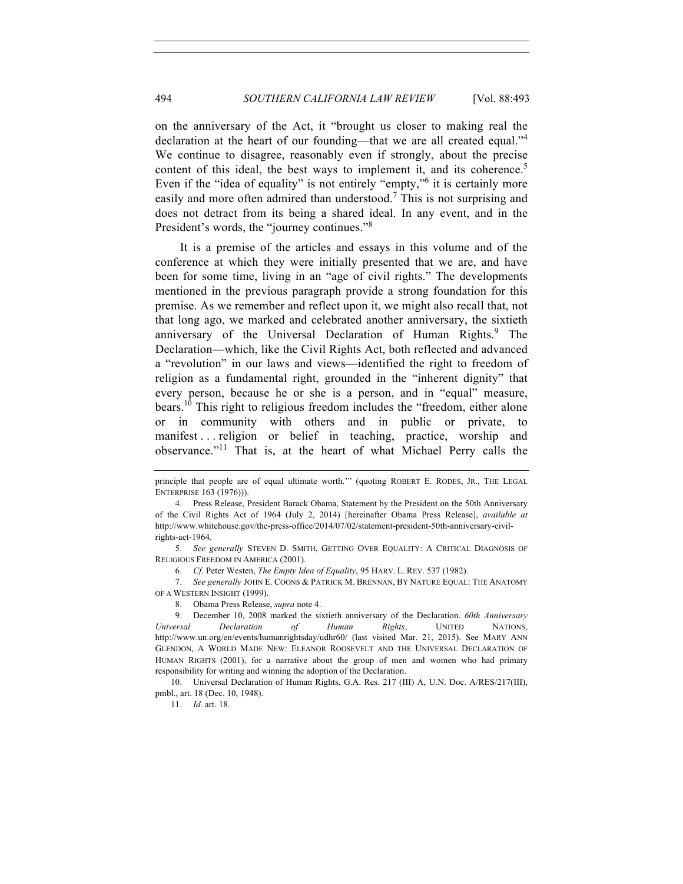on the anniversary of the Act, it "brought us closer to making real the declaration at the heart of our founding—that we are all created equal."[4] We continue to disagree, reasonably even if strongly, about the precise content of this ideal, the best ways to implement it, and its coherence.[5] Even if the "idea of equality" is not entirely "empty,"[6] it is certainly more easily and more often admired than understood.[7] This is not surprising and does not detract from its being a shared ideal. In any event, and in the President's words, the "journey continues."[8]

It is a premise of the articles and essays in this volume and of the conference at which they were initially presented that we are, and have been for some time, living in an "age of civil rights." The developments mentioned in the previous paragraph provide a strong foundation for this premise. As we remember and reflect upon it, we might also recall that, not that long ago, we marked and celebrated another anniversary, the sixtieth anniversary of the Universal Declaration of Human Rights.[9] The Declaration—which, like the Civil Rights Act, both reflected and advanced a "revolution" in our laws and views—identified the right to freedom of religion as a fundamental right, grounded in the "inherent dignity" that every person, because he or she is a person, and in "equal" measure, bears.[10] This right to religious freedom includes the "freedom, either alone or in community with others and in public or private, to manifest . . . religion or belief in teaching, practice, worship and observance."[11] That is, at the heart of what Michael Perry calls the

---

principle that people are of equal ultimate worth.'" (quoting ROBERT E. RODES, JR., THE LEGAL ENTERPRISE 163 (1976))).

4. Press Release, President Barack Obama, Statement by the President on the 50th Anniversary of the Civil Rights Act of 1964 (July 2, 2014) [hereinafter Obama Press Release], *available at* http://www.whitehouse.gov/the-press-office/2014/07/02/statement-president-50th-anniversary-civil-rights-act-1964.

5. *See generally* STEVEN D. SMITH, GETTING OVER EQUALITY: A CRITICAL DIAGNOSIS OF RELIGIOUS FREEDOM IN AMERICA (2001).

6. *Cf.* Peter Westen, *The Empty Idea of Equality*, 95 HARV. L. REV. 537 (1982).

7. *See generally* JOHN E. COONS & PATRICK M. BRENNAN, BY NATURE EQUAL: THE ANATOMY OF A WESTERN INSIGHT (1999).

8. Obama Press Release, *supra* note 4.

9. December 10, 2008 marked the sixtieth anniversary of the Declaration. *60th Anniversary Universal Declaration of Human Rights*, UNITED NATIONS, http://www.un.org/en/events/humanrightsday/udhr60/ (last visited Mar. 21, 2015). See MARY ANN GLENDON, A WORLD MADE NEW: ELEANOR ROOSEVELT AND THE UNIVERSAL DECLARATION OF HUMAN RIGHTS (2001), for a narrative about the group of men and women who had primary responsibility for writing and winning the adoption of the Declaration.

10. Universal Declaration of Human Rights, G.A. Res. 217 (III) A, U.N. Doc. A/RES/217(III), pmbl., art. 18 (Dec. 10, 1948).

11. *Id.* art. 18.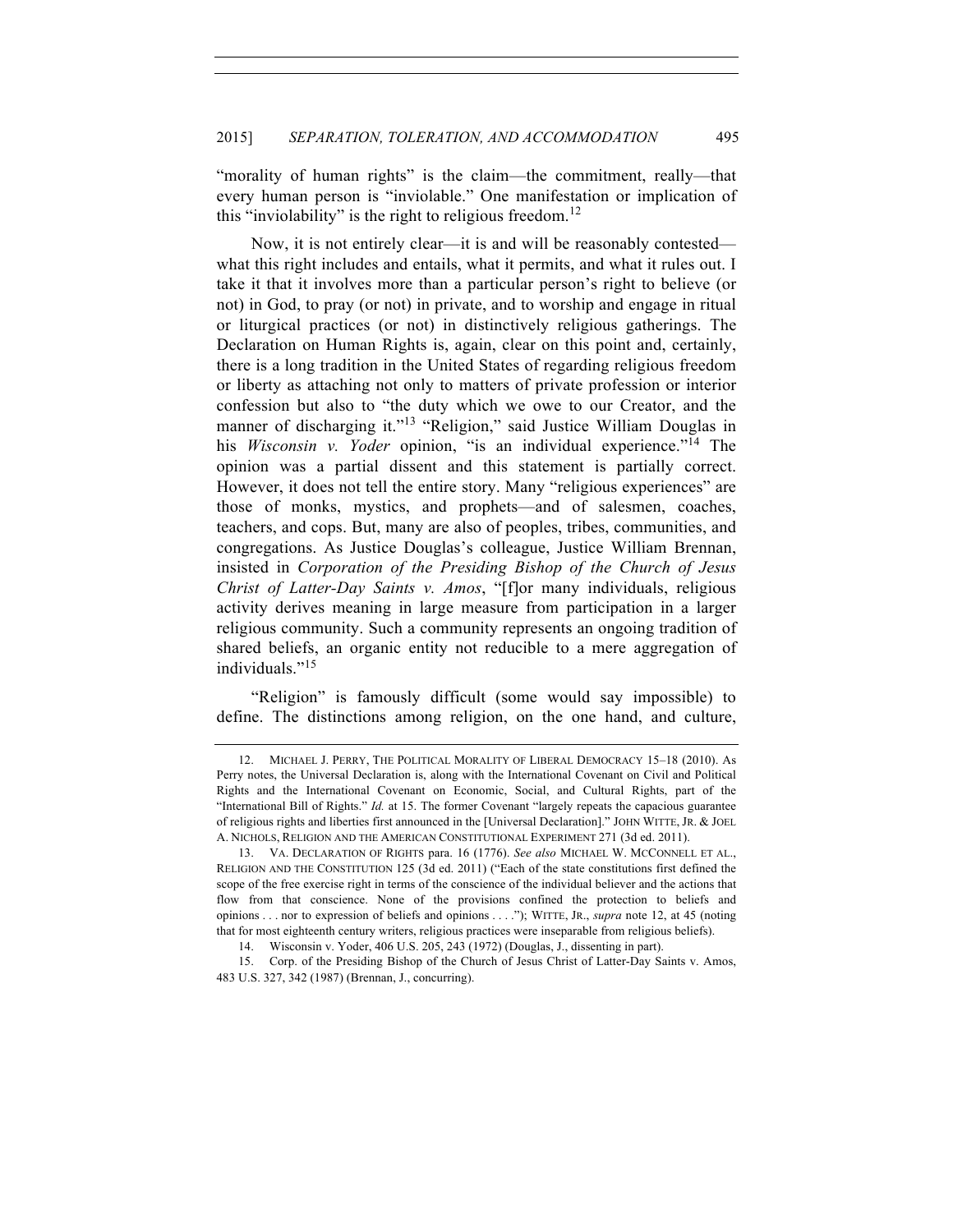"morality of human rights" is the claim—the commitment, really—that every human person is "inviolable." One manifestation or implication of this "inviolability" is the right to religious freedom.[12]

Now, it is not entirely clear—it is and will be reasonably contested—what this right includes and entails, what it permits, and what it rules out. I take it that it involves more than a particular person's right to believe (or not) in God, to pray (or not) in private, and to worship and engage in ritual or liturgical practices (or not) in distinctively religious gatherings. The Declaration on Human Rights is, again, clear on this point and, certainly, there is a long tradition in the United States of regarding religious freedom or liberty as attaching not only to matters of private profession or interior confession but also to "the duty which we owe to our Creator, and the manner of discharging it."[13] "Religion," said Justice William Douglas in his *Wisconsin v. Yoder* opinion, "is an individual experience."[14] The opinion was a partial dissent and this statement is partially correct. However, it does not tell the entire story. Many "religious experiences" are those of monks, mystics, and prophets—and of salesmen, coaches, teachers, and cops. But, many are also of peoples, tribes, communities, and congregations. As Justice Douglas's colleague, Justice William Brennan, insisted in *Corporation of the Presiding Bishop of the Church of Jesus Christ of Latter-Day Saints v. Amos*, "[f]or many individuals, religious activity derives meaning in large measure from participation in a larger religious community. Such a community represents an ongoing tradition of shared beliefs, an organic entity not reducible to a mere aggregation of individuals."[15]

"Religion" is famously difficult (some would say impossible) to define. The distinctions among religion, on the one hand, and culture,

---

12. MICHAEL J. PERRY, THE POLITICAL MORALITY OF LIBERAL DEMOCRACY 15–18 (2010). As Perry notes, the Universal Declaration is, along with the International Covenant on Civil and Political Rights and the International Covenant on Economic, Social, and Cultural Rights, part of the "International Bill of Rights." *Id.* at 15. The former Covenant "largely repeats the capacious guarantee of religious rights and liberties first announced in the [Universal Declaration]." JOHN WITTE, JR. & JOEL A. NICHOLS, RELIGION AND THE AMERICAN CONSTITUTIONAL EXPERIMENT 271 (3d ed. 2011).

13. VA. DECLARATION OF RIGHTS para. 16 (1776). *See also* MICHAEL W. MCCONNELL ET AL., RELIGION AND THE CONSTITUTION 125 (3d ed. 2011) ("Each of the state constitutions first defined the scope of the free exercise right in terms of the conscience of the individual believer and the actions that flow from that conscience. None of the provisions confined the protection to beliefs and opinions . . . nor to expression of beliefs and opinions . . . ."); WITTE, JR., *supra* note 12, at 45 (noting that for most eighteenth century writers, religious practices were inseparable from religious beliefs).

14. Wisconsin v. Yoder, 406 U.S. 205, 243 (1972) (Douglas, J., dissenting in part).

15. Corp. of the Presiding Bishop of the Church of Jesus Christ of Latter-Day Saints v. Amos, 483 U.S. 327, 342 (1987) (Brennan, J., concurring).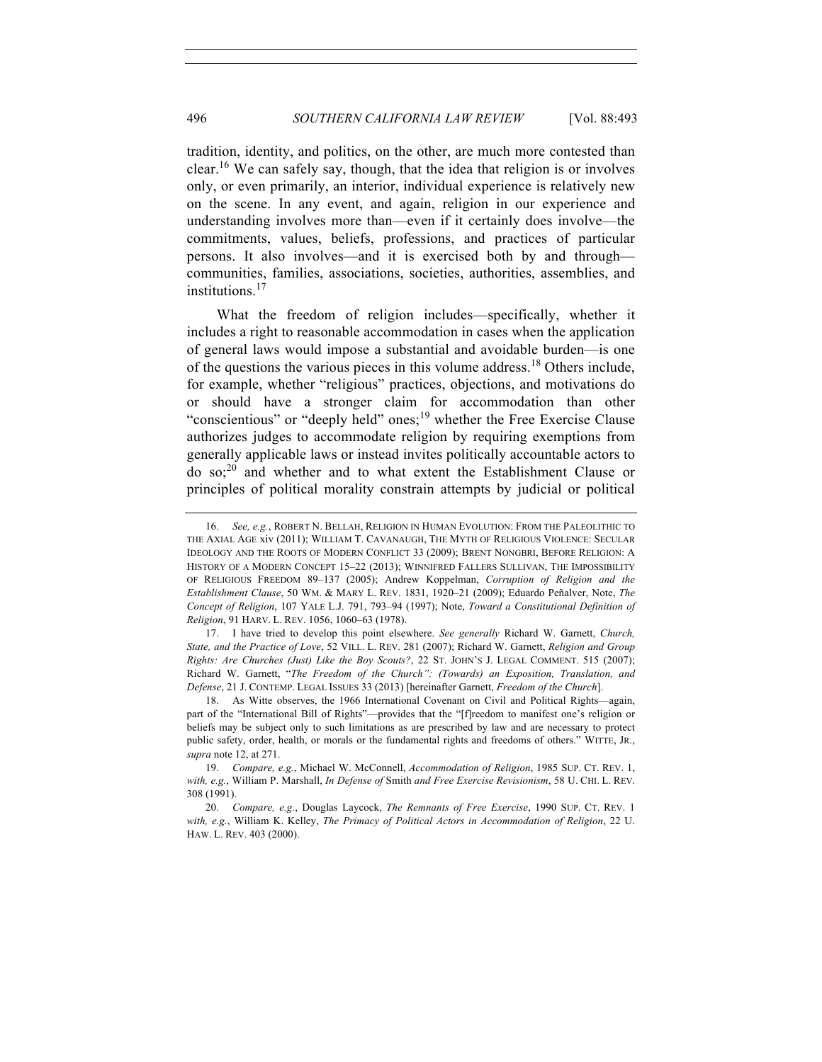tradition, identity, and politics, on the other, are much more contested than clear.[16] We can safely say, though, that the idea that religion is or involves only, or even primarily, an interior, individual experience is relatively new on the scene. In any event, and again, religion in our experience and understanding involves more than—even if it certainly does involve—the commitments, values, beliefs, professions, and practices of particular persons. It also involves—and it is exercised both by and through—communities, families, associations, societies, authorities, assemblies, and institutions.[17]

What the freedom of religion includes—specifically, whether it includes a right to reasonable accommodation in cases when the application of general laws would impose a substantial and avoidable burden—is one of the questions the various pieces in this volume address.[18] Others include, for example, whether "religious" practices, objections, and motivations do or should have a stronger claim for accommodation than other "conscientious" or "deeply held" ones;[19] whether the Free Exercise Clause authorizes judges to accommodate religion by requiring exemptions from generally applicable laws or instead invites politically accountable actors to do so;[20] and whether and to what extent the Establishment Clause or principles of political morality constrain attempts by judicial or political

---

16. *See, e.g.*, ROBERT N. BELLAH, RELIGION IN HUMAN EVOLUTION: FROM THE PALEOLITHIC TO THE AXIAL AGE xiv (2011); WILLIAM T. CAVANAUGH, THE MYTH OF RELIGIOUS VIOLENCE: SECULAR IDEOLOGY AND THE ROOTS OF MODERN CONFLICT 33 (2009); BRENT NONGBRI, BEFORE RELIGION: A HISTORY OF A MODERN CONCEPT 15–22 (2013); WINNIFRED FALLERS SULLIVAN, THE IMPOSSIBILITY OF RELIGIOUS FREEDOM 89–137 (2005); Andrew Koppelman, *Corruption of Religion and the Establishment Clause*, 50 WM. & MARY L. REV. 1831, 1920–21 (2009); Eduardo Peñalver, Note, *The Concept of Religion*, 107 YALE L.J. 791, 793–94 (1997); Note, *Toward a Constitutional Definition of Religion*, 91 HARV. L. REV. 1056, 1060–63 (1978).

17. I have tried to develop this point elsewhere. *See generally* Richard W. Garnett, *Church, State, and the Practice of Love*, 52 VILL. L. REV. 281 (2007); Richard W. Garnett, *Religion and Group Rights: Are Churches (Just) Like the Boy Scouts?*, 22 ST. JOHN'S J. LEGAL COMMENT. 515 (2007); Richard W. Garnett, "*The Freedom of the Church": (Towards) an Exposition, Translation, and Defense*, 21 J. CONTEMP. LEGAL ISSUES 33 (2013) [hereinafter Garnett, *Freedom of the Church*].

18. As Witte observes, the 1966 International Covenant on Civil and Political Rights—again, part of the "International Bill of Rights"—provides that the "[f]reedom to manifest one's religion or beliefs may be subject only to such limitations as are prescribed by law and are necessary to protect public safety, order, health, or morals or the fundamental rights and freedoms of others." WITTE, JR., *supra* note 12, at 271.

19. *Compare, e.g.*, Michael W. McConnell, *Accommodation of Religion*, 1985 SUP. CT. REV. 1, *with, e.g.*, William P. Marshall, *In Defense of* Smith *and Free Exercise Revisionism*, 58 U. CHI. L. REV. 308 (1991).

20. *Compare, e.g.*, Douglas Laycock, *The Remnants of Free Exercise*, 1990 SUP. CT. REV. 1 *with, e.g.*, William K. Kelley, *The Primacy of Political Actors in Accommodation of Religion*, 22 U. HAW. L. REV. 403 (2000).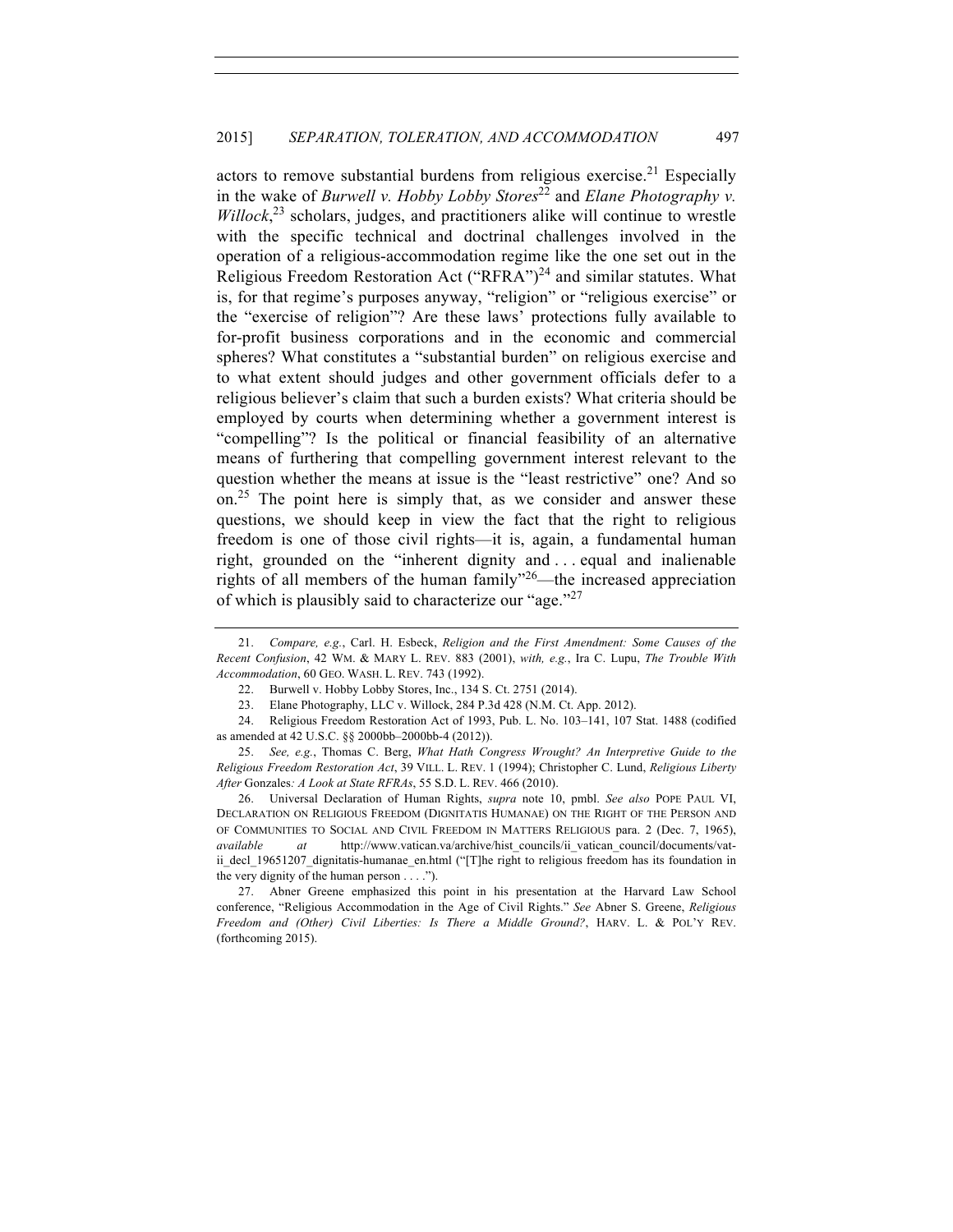actors to remove substantial burdens from religious exercise.[21] Especially in the wake of *Burwell v. Hobby Lobby Stores*[22] and *Elane Photography v. Willock*,[23] scholars, judges, and practitioners alike will continue to wrestle with the specific technical and doctrinal challenges involved in the operation of a religious-accommodation regime like the one set out in the Religious Freedom Restoration Act ("RFRA")[24] and similar statutes. What is, for that regime's purposes anyway, "religion" or "religious exercise" or the "exercise of religion"? Are these laws' protections fully available to for-profit business corporations and in the economic and commercial spheres? What constitutes a "substantial burden" on religious exercise and to what extent should judges and other government officials defer to a religious believer's claim that such a burden exists? What criteria should be employed by courts when determining whether a government interest is "compelling"? Is the political or financial feasibility of an alternative means of furthering that compelling government interest relevant to the question whether the means at issue is the "least restrictive" one? And so on.[25] The point here is simply that, as we consider and answer these questions, we should keep in view the fact that the right to religious freedom is one of those civil rights—it is, again, a fundamental human right, grounded on the "inherent dignity and . . . equal and inalienable rights of all members of the human family"[26]—the increased appreciation of which is plausibly said to characterize our "age."[27]

---

21. *Compare, e.g.*, Carl. H. Esbeck, *Religion and the First Amendment: Some Causes of the Recent Confusion*, 42 WM. & MARY L. REV. 883 (2001), *with, e.g.*, Ira C. Lupu, *The Trouble With Accommodation*, 60 GEO. WASH. L. REV. 743 (1992).

22. Burwell v. Hobby Lobby Stores, Inc., 134 S. Ct. 2751 (2014).

23. Elane Photography, LLC v. Willock, 284 P.3d 428 (N.M. Ct. App. 2012).

24. Religious Freedom Restoration Act of 1993, Pub. L. No. 103–141, 107 Stat. 1488 (codified as amended at 42 U.S.C. §§ 2000bb–2000bb-4 (2012)).

25. *See, e.g.*, Thomas C. Berg, *What Hath Congress Wrought? An Interpretive Guide to the Religious Freedom Restoration Act*, 39 VILL. L. REV. 1 (1994); Christopher C. Lund, *Religious Liberty After* Gonzales*: A Look at State RFRAs*, 55 S.D. L. REV. 466 (2010).

26. Universal Declaration of Human Rights, *supra* note 10, pmbl. *See also* POPE PAUL VI, DECLARATION ON RELIGIOUS FREEDOM (DIGNITATIS HUMANAE) ON THE RIGHT OF THE PERSON AND OF COMMUNITIES TO SOCIAL AND CIVIL FREEDOM IN MATTERS RELIGIOUS para. 2 (Dec. 7, 1965), *available at* http://www.vatican.va/archive/hist_councils/ii_vatican_council/documents/vat-ii_decl_19651207_dignitatis-humanae_en.html ("[T]he right to religious freedom has its foundation in the very dignity of the human person . . . .").

27. Abner Greene emphasized this point in his presentation at the Harvard Law School conference, "Religious Accommodation in the Age of Civil Rights." *See* Abner S. Greene, *Religious Freedom and (Other) Civil Liberties: Is There a Middle Ground?*, HARV. L. & POL'Y REV. (forthcoming 2015).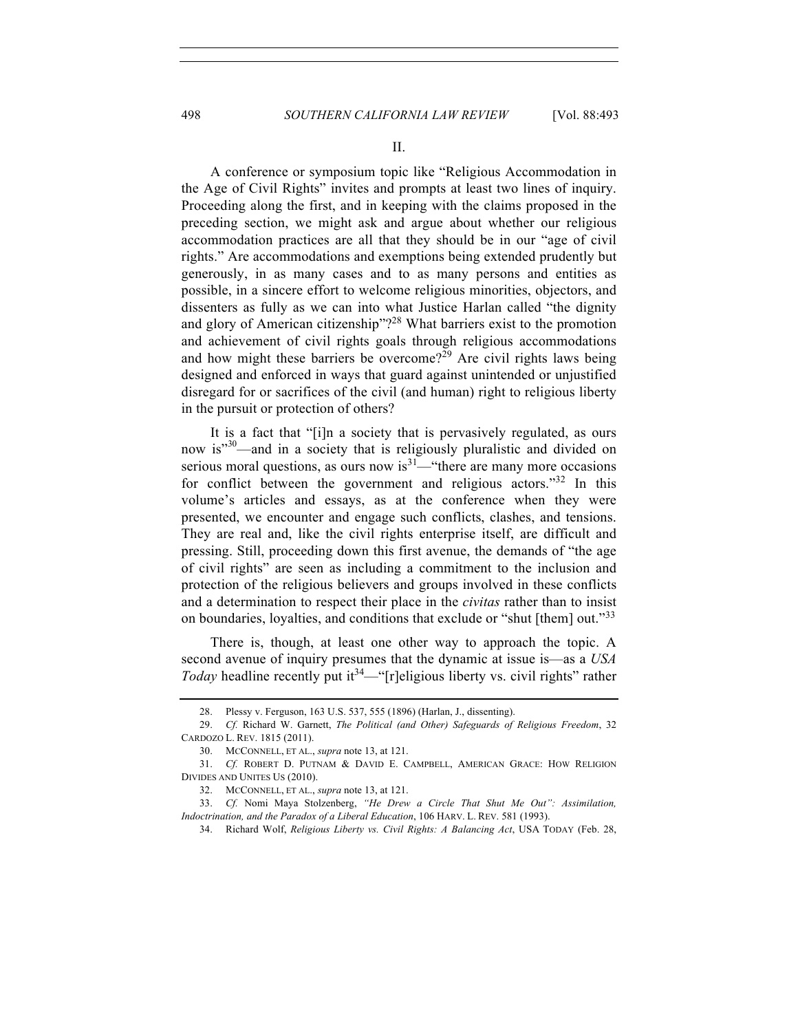## II.

A conference or symposium topic like "Religious Accommodation in the Age of Civil Rights" invites and prompts at least two lines of inquiry. Proceeding along the first, and in keeping with the claims proposed in the preceding section, we might ask and argue about whether our religious accommodation practices are all that they should be in our "age of civil rights." Are accommodations and exemptions being extended prudently but generously, in as many cases and to as many persons and entities as possible, in a sincere effort to welcome religious minorities, objectors, and dissenters as fully as we can into what Justice Harlan called "the dignity and glory of American citizenship"?[28] What barriers exist to the promotion and achievement of civil rights goals through religious accommodations and how might these barriers be overcome?[29] Are civil rights laws being designed and enforced in ways that guard against unintended or unjustified disregard for or sacrifices of the civil (and human) right to religious liberty in the pursuit or protection of others?

It is a fact that "[i]n a society that is pervasively regulated, as ours now is"[30]—and in a society that is religiously pluralistic and divided on serious moral questions, as ours now is[31]—"there are many more occasions for conflict between the government and religious actors."[32] In this volume's articles and essays, as at the conference when they were presented, we encounter and engage such conflicts, clashes, and tensions. They are real and, like the civil rights enterprise itself, are difficult and pressing. Still, proceeding down this first avenue, the demands of "the age of civil rights" are seen as including a commitment to the inclusion and protection of the religious believers and groups involved in these conflicts and a determination to respect their place in the *civitas* rather than to insist on boundaries, loyalties, and conditions that exclude or "shut [them] out."[33]

There is, though, at least one other way to approach the topic. A second avenue of inquiry presumes that the dynamic at issue is—as a *USA Today* headline recently put it[34]—"[r]eligious liberty vs. civil rights" rather

---

28. Plessy v. Ferguson, 163 U.S. 537, 555 (1896) (Harlan, J., dissenting).

29. *Cf.* Richard W. Garnett, *The Political (and Other) Safeguards of Religious Freedom*, 32 CARDOZO L. REV. 1815 (2011).

30. MCCONNELL, ET AL., *supra* note 13, at 121.

31. *Cf.* ROBERT D. PUTNAM & DAVID E. CAMPBELL, AMERICAN GRACE: HOW RELIGION DIVIDES AND UNITES US (2010).

32. MCCONNELL, ET AL., *supra* note 13, at 121.

33. *Cf.* Nomi Maya Stolzenberg, *"He Drew a Circle That Shut Me Out": Assimilation, Indoctrination, and the Paradox of a Liberal Education*, 106 HARV. L. REV. 581 (1993).

34. Richard Wolf, *Religious Liberty vs. Civil Rights: A Balancing Act*, USA TODAY (Feb. 28,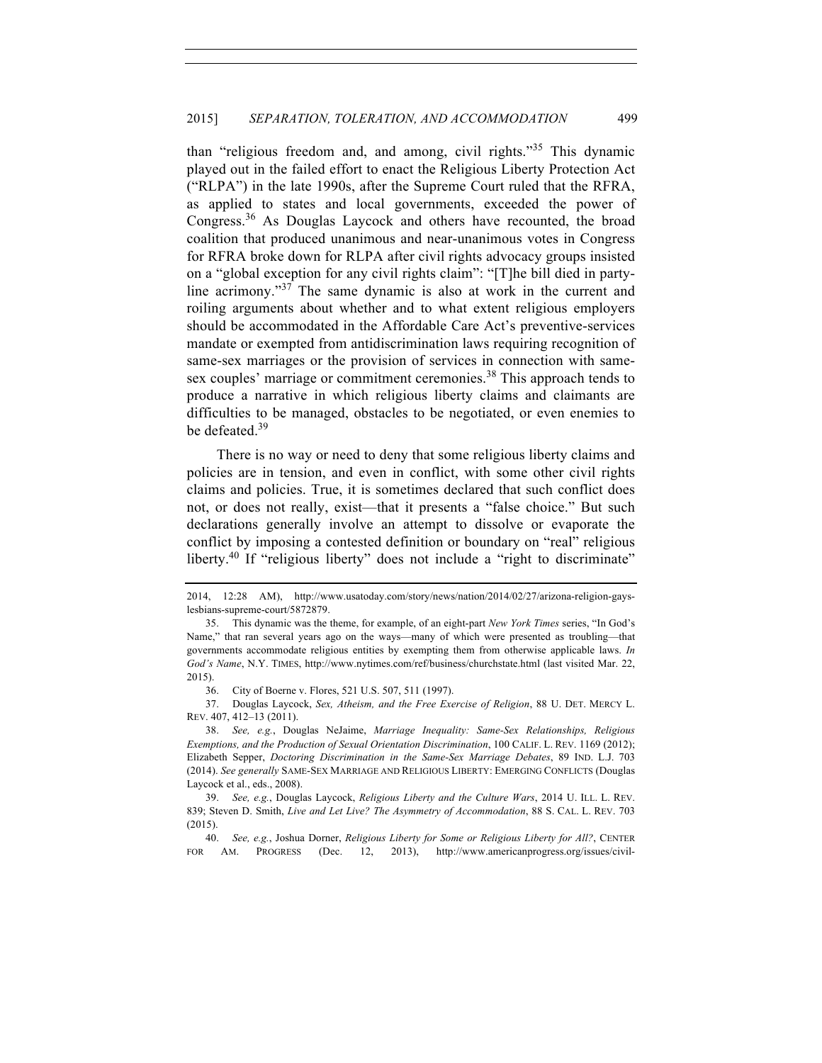than "religious freedom and, and among, civil rights."[35] This dynamic played out in the failed effort to enact the Religious Liberty Protection Act ("RLPA") in the late 1990s, after the Supreme Court ruled that the RFRA, as applied to states and local governments, exceeded the power of Congress.[36] As Douglas Laycock and others have recounted, the broad coalition that produced unanimous and near-unanimous votes in Congress for RFRA broke down for RLPA after civil rights advocacy groups insisted on a "global exception for any civil rights claim": "[T]he bill died in party-line acrimony."[37] The same dynamic is also at work in the current and roiling arguments about whether and to what extent religious employers should be accommodated in the Affordable Care Act's preventive-services mandate or exempted from antidiscrimination laws requiring recognition of same-sex marriages or the provision of services in connection with same-sex couples' marriage or commitment ceremonies.[38] This approach tends to produce a narrative in which religious liberty claims and claimants are difficulties to be managed, obstacles to be negotiated, or even enemies to be defeated.[39]

There is no way or need to deny that some religious liberty claims and policies are in tension, and even in conflict, with some other civil rights claims and policies. True, it is sometimes declared that such conflict does not, or does not really, exist—that it presents a "false choice." But such declarations generally involve an attempt to dissolve or evaporate the conflict by imposing a contested definition or boundary on "real" religious liberty.[40] If "religious liberty" does not include a "right to discriminate"

---

2014, 12:28 AM), http://www.usatoday.com/story/news/nation/2014/02/27/arizona-religion-gays-lesbians-supreme-court/5872879.

35. This dynamic was the theme, for example, of an eight-part *New York Times* series, "In God's Name," that ran several years ago on the ways—many of which were presented as troubling—that governments accommodate religious entities by exempting them from otherwise applicable laws. *In God's Name*, N.Y. TIMES, http://www.nytimes.com/ref/business/churchstate.html (last visited Mar. 22, 2015).

36. City of Boerne v. Flores, 521 U.S. 507, 511 (1997).

37. Douglas Laycock, *Sex, Atheism, and the Free Exercise of Religion*, 88 U. DET. MERCY L. REV. 407, 412–13 (2011).

38. *See, e.g.*, Douglas NeJaime, *Marriage Inequality: Same-Sex Relationships, Religious Exemptions, and the Production of Sexual Orientation Discrimination*, 100 CALIF. L. REV. 1169 (2012); Elizabeth Sepper, *Doctoring Discrimination in the Same-Sex Marriage Debates*, 89 IND. L.J. 703 (2014). *See generally* SAME-SEX MARRIAGE AND RELIGIOUS LIBERTY: EMERGING CONFLICTS (Douglas Laycock et al., eds., 2008).

39. *See, e.g.*, Douglas Laycock, *Religious Liberty and the Culture Wars*, 2014 U. ILL. L. REV. 839; Steven D. Smith, *Live and Let Live? The Asymmetry of Accommodation*, 88 S. CAL. L. REV. 703 (2015).

40. *See, e.g.*, Joshua Dorner, *Religious Liberty for Some or Religious Liberty for All?*, CENTER FOR AM. PROGRESS (Dec. 12, 2013), http://www.americanprogress.org/issues/civil-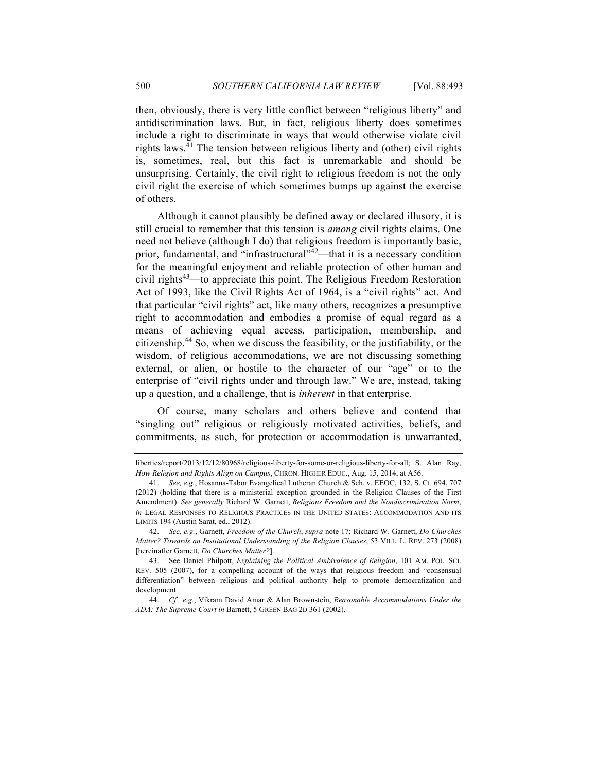then, obviously, there is very little conflict between "religious liberty" and antidiscrimination laws. But, in fact, religious liberty does sometimes include a right to discriminate in ways that would otherwise violate civil rights laws.[41] The tension between religious liberty and (other) civil rights is, sometimes, real, but this fact is unremarkable and should be unsurprising. Certainly, the civil right to religious freedom is not the only civil right the exercise of which sometimes bumps up against the exercise of others.

Although it cannot plausibly be defined away or declared illusory, it is still crucial to remember that this tension is *among* civil rights claims. One need not believe (although I do) that religious freedom is importantly basic, prior, fundamental, and "infrastructural"[42]—that it is a necessary condition for the meaningful enjoyment and reliable protection of other human and civil rights[43]—to appreciate this point. The Religious Freedom Restoration Act of 1993, like the Civil Rights Act of 1964, is a "civil rights" act. And that particular "civil rights" act, like many others, recognizes a presumptive right to accommodation and embodies a promise of equal regard as a means of achieving equal access, participation, membership, and citizenship.[44] So, when we discuss the feasibility, or the justifiability, or the wisdom, of religious accommodations, we are not discussing something external, or alien, or hostile to the character of our "age" or to the enterprise of "civil rights under and through law." We are, instead, taking up a question, and a challenge, that is *inherent* in that enterprise.

Of course, many scholars and others believe and contend that "singling out" religious or religiously motivated activities, beliefs, and commitments, as such, for protection or accommodation is unwarranted,

---

liberties/report/2013/12/12/80968/religious-liberty-for-some-or-religious-liberty-for-all; S. Alan Ray, *How Religion and Rights Align on Campus*, CHRON. HIGHER EDUC., Aug. 15, 2014, at A56.

41. *See, e.g.*, Hosanna-Tabor Evangelical Lutheran Church & Sch. v. EEOC, 132, S. Ct. 694, 707 (2012) (holding that there is a ministerial exception grounded in the Religion Clauses of the First Amendment). *See generally* Richard W. Garnett, *Religious Freedom and the Nondiscrimination Norm*, *in* LEGAL RESPONSES TO RELIGIOUS PRACTICES IN THE UNITED STATES: ACCOMMODATION AND ITS LIMITS 194 (Austin Sarat, ed., 2012).

42. *See, e.g.*, Garnett, *Freedom of the Church*, *supra* note 17; Richard W. Garnett, *Do Churches Matter? Towards an Institutional Understanding of the Religion Clauses*, 53 VILL. L. REV. 273 (2008) [hereinafter Garnett, *Do Churches Matter?*].

43. See Daniel Philpott, *Explaining the Political Ambivalence of Religion*, 101 AM. POL. SCI. REV. 505 (2007), for a compelling account of the ways that religious freedom and "consensual differentiation" between religious and political authority help to promote democratization and development.

44. *Cf., e.g.*, Vikram David Amar & Alan Brownstein, *Reasonable Accommodations Under the ADA: The Supreme Court in* Barnett, 5 GREEN BAG 2D 361 (2002).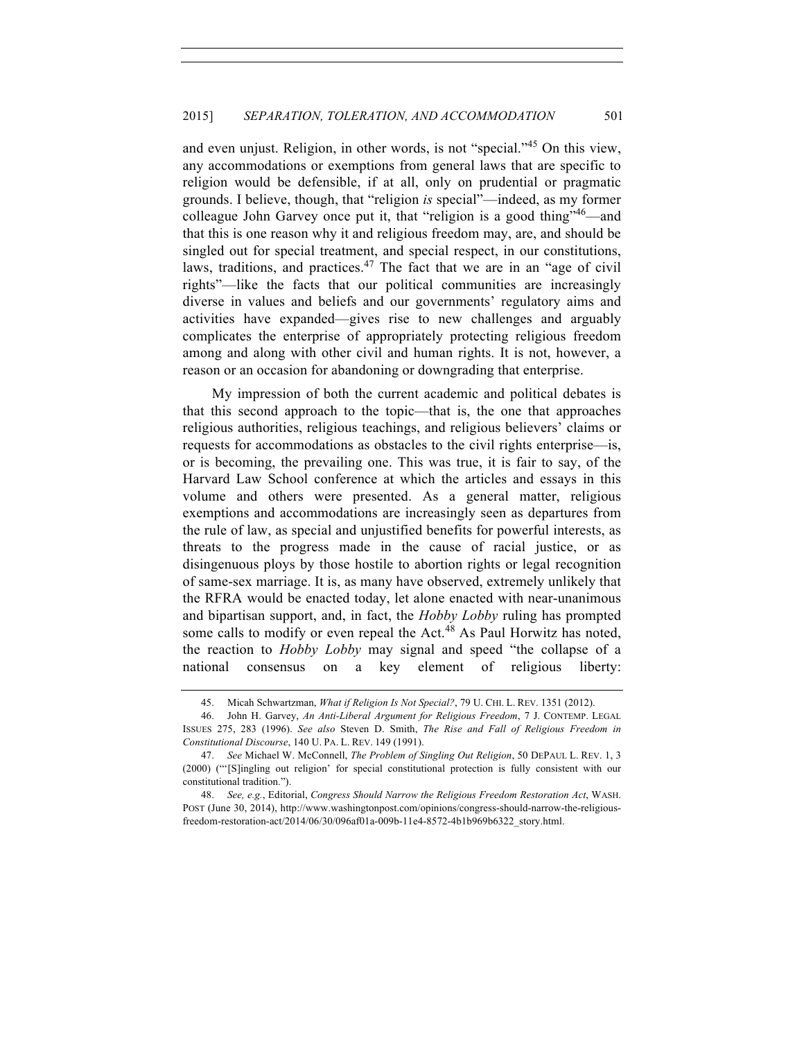and even unjust. Religion, in other words, is not "special."[45] On this view, any accommodations or exemptions from general laws that are specific to religion would be defensible, if at all, only on prudential or pragmatic grounds. I believe, though, that "religion *is* special"—indeed, as my former colleague John Garvey once put it, that "religion is a good thing"[46]—and that this is one reason why it and religious freedom may, are, and should be singled out for special treatment, and special respect, in our constitutions, laws, traditions, and practices.[47] The fact that we are in an "age of civil rights"—like the facts that our political communities are increasingly diverse in values and beliefs and our governments' regulatory aims and activities have expanded—gives rise to new challenges and arguably complicates the enterprise of appropriately protecting religious freedom among and along with other civil and human rights. It is not, however, a reason or an occasion for abandoning or downgrading that enterprise.

My impression of both the current academic and political debates is that this second approach to the topic—that is, the one that approaches religious authorities, religious teachings, and religious believers' claims or requests for accommodations as obstacles to the civil rights enterprise—is, or is becoming, the prevailing one. This was true, it is fair to say, of the Harvard Law School conference at which the articles and essays in this volume and others were presented. As a general matter, religious exemptions and accommodations are increasingly seen as departures from the rule of law, as special and unjustified benefits for powerful interests, as threats to the progress made in the cause of racial justice, or as disingenuous ploys by those hostile to abortion rights or legal recognition of same-sex marriage. It is, as many have observed, extremely unlikely that the RFRA would be enacted today, let alone enacted with near-unanimous and bipartisan support, and, in fact, the *Hobby Lobby* ruling has prompted some calls to modify or even repeal the Act.[48] As Paul Horwitz has noted, the reaction to *Hobby Lobby* may signal and speed "the collapse of a national consensus on a key element of religious liberty:

---

45. Micah Schwartzman, *What if Religion Is Not Special?*, 79 U. CHI. L. REV. 1351 (2012).

46. John H. Garvey, *An Anti-Liberal Argument for Religious Freedom*, 7 J. CONTEMP. LEGAL ISSUES 275, 283 (1996). *See also* Steven D. Smith, *The Rise and Fall of Religious Freedom in Constitutional Discourse*, 140 U. PA. L. REV. 149 (1991).

47. *See* Michael W. McConnell, *The Problem of Singling Out Religion*, 50 DEPAUL L. REV. 1, 3 (2000) ("'[S]ingling out religion' for special constitutional protection is fully consistent with our constitutional tradition.").

48. *See, e.g.*, Editorial, *Congress Should Narrow the Religious Freedom Restoration Act*, WASH. POST (June 30, 2014), http://www.washingtonpost.com/opinions/congress-should-narrow-the-religious-freedom-restoration-act/2014/06/30/096af01a-009b-11e4-8572-4b1b969b6322_story.html.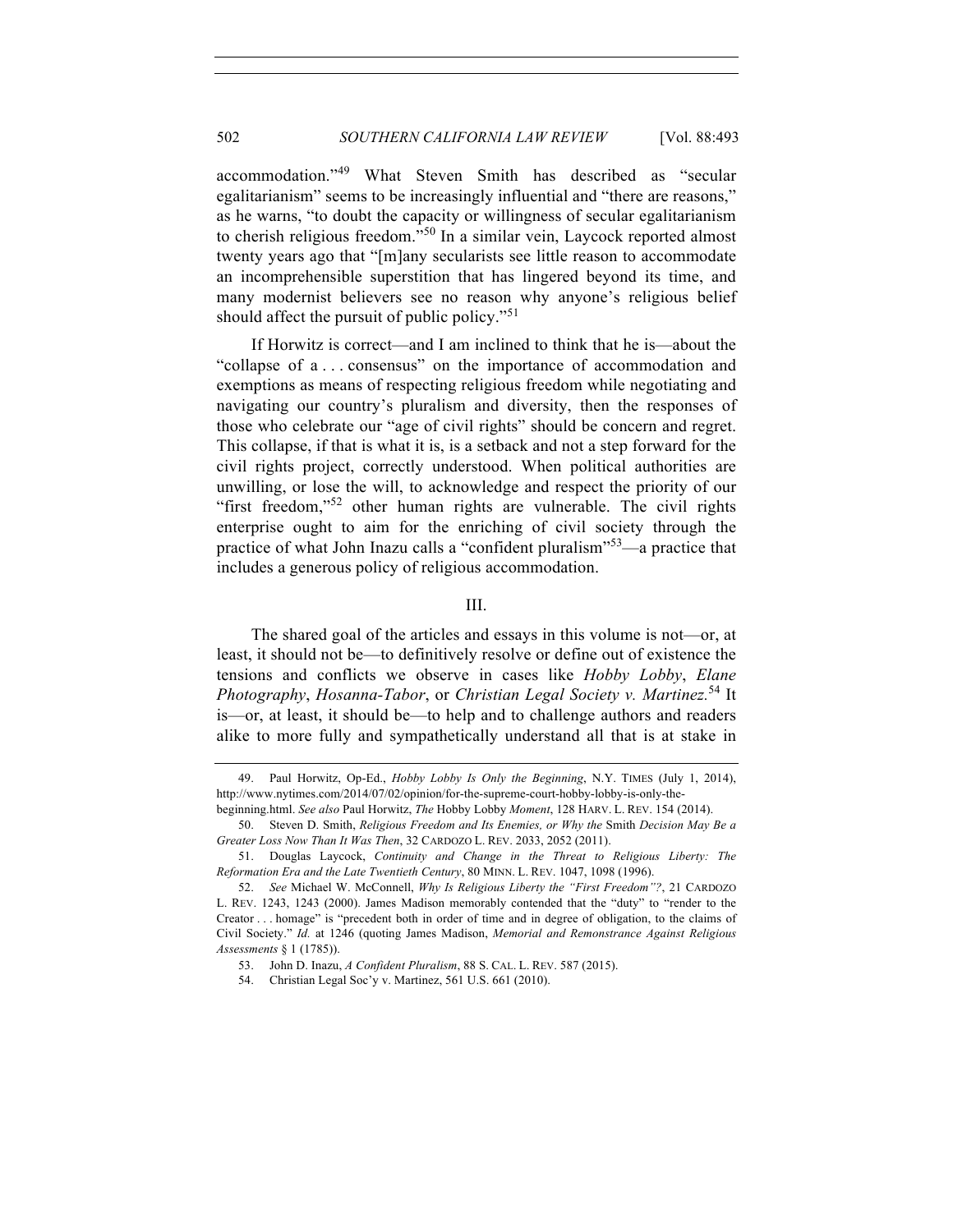accommodation."[49] What Steven Smith has described as "secular egalitarianism" seems to be increasingly influential and "there are reasons," as he warns, "to doubt the capacity or willingness of secular egalitarianism to cherish religious freedom."[50] In a similar vein, Laycock reported almost twenty years ago that "[m]any secularists see little reason to accommodate an incomprehensible superstition that has lingered beyond its time, and many modernist believers see no reason why anyone's religious belief should affect the pursuit of public policy."[51]

If Horwitz is correct—and I am inclined to think that he is—about the "collapse of a . . . consensus" on the importance of accommodation and exemptions as means of respecting religious freedom while negotiating and navigating our country's pluralism and diversity, then the responses of those who celebrate our "age of civil rights" should be concern and regret. This collapse, if that is what it is, is a setback and not a step forward for the civil rights project, correctly understood. When political authorities are unwilling, or lose the will, to acknowledge and respect the priority of our "first freedom,"[52] other human rights are vulnerable. The civil rights enterprise ought to aim for the enriching of civil society through the practice of what John Inazu calls a "confident pluralism"[53]—a practice that includes a generous policy of religious accommodation.

## III.

The shared goal of the articles and essays in this volume is not—or, at least, it should not be—to definitively resolve or define out of existence the tensions and conflicts we observe in cases like *Hobby Lobby*, *Elane Photography*, *Hosanna-Tabor*, or *Christian Legal Society v. Martinez*.[54] It is—or, at least, it should be—to help and to challenge authors and readers alike to more fully and sympathetically understand all that is at stake in

---

49. Paul Horwitz, Op-Ed., *Hobby Lobby Is Only the Beginning*, N.Y. TIMES (July 1, 2014), http://www.nytimes.com/2014/07/02/opinion/for-the-supreme-court-hobby-lobby-is-only-the-beginning.html. *See also* Paul Horwitz, *The* Hobby Lobby *Moment*, 128 HARV. L. REV. 154 (2014).

50. Steven D. Smith, *Religious Freedom and Its Enemies, or Why the* Smith *Decision May Be a Greater Loss Now Than It Was Then*, 32 CARDOZO L. REV. 2033, 2052 (2011).

51. Douglas Laycock, *Continuity and Change in the Threat to Religious Liberty: The Reformation Era and the Late Twentieth Century*, 80 MINN. L. REV. 1047, 1098 (1996).

52. *See* Michael W. McConnell, *Why Is Religious Liberty the "First Freedom"?*, 21 CARDOZO L. REV. 1243, 1243 (2000). James Madison memorably contended that the "duty" to "render to the Creator . . . homage" is "precedent both in order of time and in degree of obligation, to the claims of Civil Society." *Id.* at 1246 (quoting James Madison, *Memorial and Remonstrance Against Religious Assessments* § 1 (1785)).

53. John D. Inazu, *A Confident Pluralism*, 88 S. CAL. L. REV. 587 (2015).

54. Christian Legal Soc'y v. Martinez, 561 U.S. 661 (2010).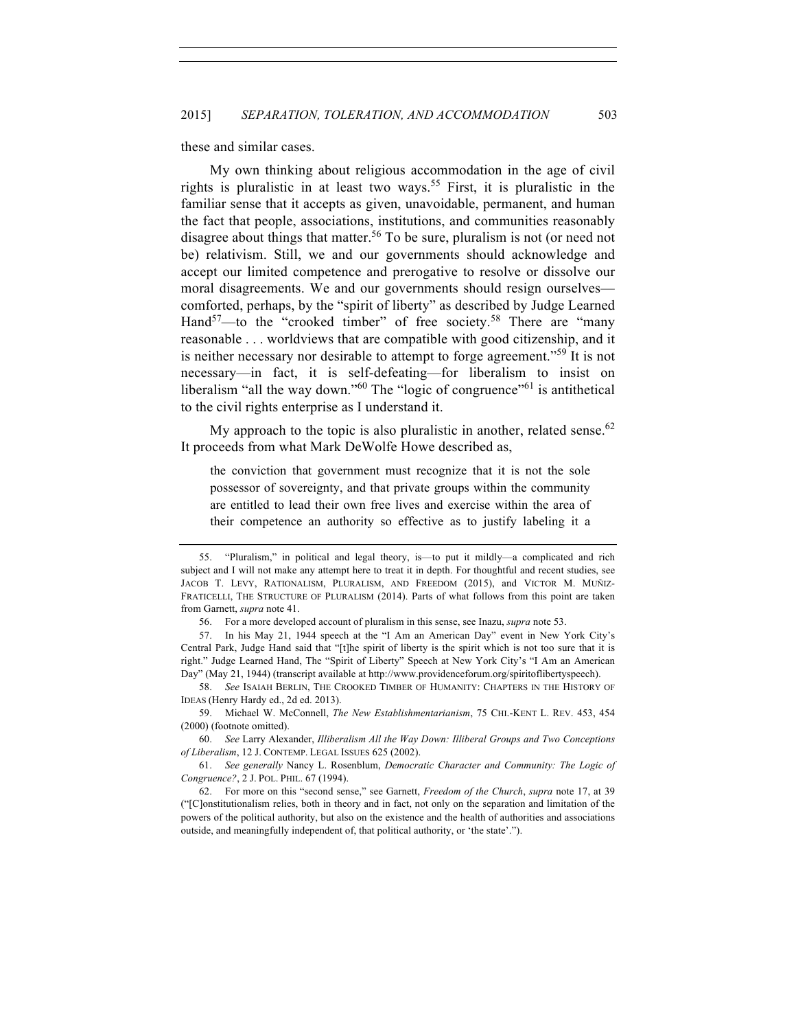these and similar cases.

My own thinking about religious accommodation in the age of civil rights is pluralistic in at least two ways.[55] First, it is pluralistic in the familiar sense that it accepts as given, unavoidable, permanent, and human the fact that people, associations, institutions, and communities reasonably disagree about things that matter.[56] To be sure, pluralism is not (or need not be) relativism. Still, we and our governments should acknowledge and accept our limited competence and prerogative to resolve or dissolve our moral disagreements. We and our governments should resign ourselves—comforted, perhaps, by the "spirit of liberty" as described by Judge Learned Hand[57]—to the "crooked timber" of free society.[58] There are "many reasonable . . . worldviews that are compatible with good citizenship, and it is neither necessary nor desirable to attempt to forge agreement."[59] It is not necessary—in fact, it is self-defeating—for liberalism to insist on liberalism "all the way down."[60] The "logic of congruence"[61] is antithetical to the civil rights enterprise as I understand it.

My approach to the topic is also pluralistic in another, related sense.[62] It proceeds from what Mark DeWolfe Howe described as,

> the conviction that government must recognize that it is not the sole possessor of sovereignty, and that private groups within the community are entitled to lead their own free lives and exercise within the area of their competence an authority so effective as to justify labeling it a

---

55. "Pluralism," in political and legal theory, is—to put it mildly—a complicated and rich subject and I will not make any attempt here to treat it in depth. For thoughtful and recent studies, see JACOB T. LEVY, RATIONALISM, PLURALISM, AND FREEDOM (2015), and VICTOR M. MUÑIZ-FRATICELLI, THE STRUCTURE OF PLURALISM (2014). Parts of what follows from this point are taken from Garnett, *supra* note 41.

56. For a more developed account of pluralism in this sense, see Inazu, *supra* note 53.

57. In his May 21, 1944 speech at the "I Am an American Day" event in New York City's Central Park, Judge Hand said that "[t]he spirit of liberty is the spirit which is not too sure that it is right." Judge Learned Hand, The "Spirit of Liberty" Speech at New York City's "I Am an American Day" (May 21, 1944) (transcript available at http://www.providenceforum.org/spiritoflibertyspeech).

58. *See* ISAIAH BERLIN, THE CROOKED TIMBER OF HUMANITY: CHAPTERS IN THE HISTORY OF IDEAS (Henry Hardy ed., 2d ed. 2013).

59. Michael W. McConnell, *The New Establishmentarianism*, 75 CHI.-KENT L. REV. 453, 454 (2000) (footnote omitted).

60. *See* Larry Alexander, *Illiberalism All the Way Down: Illiberal Groups and Two Conceptions of Liberalism*, 12 J. CONTEMP. LEGAL ISSUES 625 (2002).

61. *See generally* Nancy L. Rosenblum, *Democratic Character and Community: The Logic of Congruence?*, 2 J. POL. PHIL. 67 (1994).

62. For more on this "second sense," see Garnett, *Freedom of the Church*, *supra* note 17, at 39 ("[C]onstitutionalism relies, both in theory and in fact, not only on the separation and limitation of the powers of the political authority, but also on the existence and the health of authorities and associations outside, and meaningfully independent of, that political authority, or 'the state'.").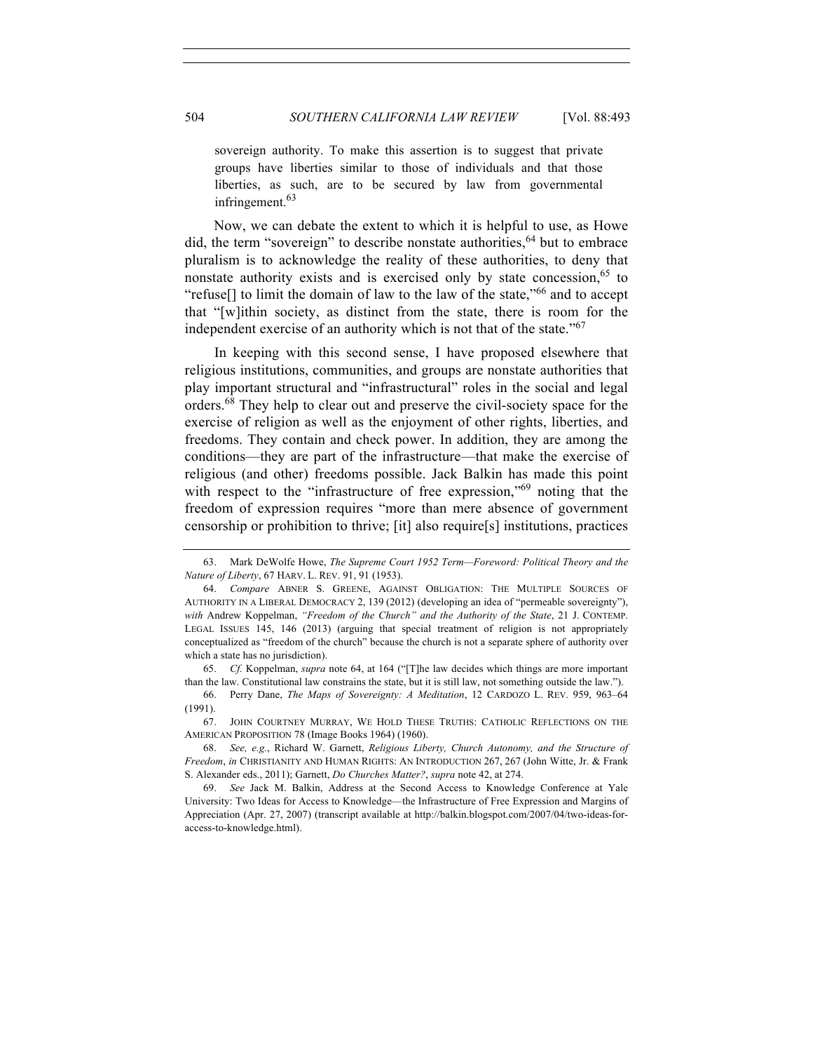> sovereign authority. To make this assertion is to suggest that private groups have liberties similar to those of individuals and that those liberties, as such, are to be secured by law from governmental infringement.[63]

Now, we can debate the extent to which it is helpful to use, as Howe did, the term "sovereign" to describe nonstate authorities,[64] but to embrace pluralism is to acknowledge the reality of these authorities, to deny that nonstate authority exists and is exercised only by state concession,[65] to "refuse[] to limit the domain of law to the law of the state,"[66] and to accept that "[w]ithin society, as distinct from the state, there is room for the independent exercise of an authority which is not that of the state."[67]

In keeping with this second sense, I have proposed elsewhere that religious institutions, communities, and groups are nonstate authorities that play important structural and "infrastructural" roles in the social and legal orders.[68] They help to clear out and preserve the civil-society space for the exercise of religion as well as the enjoyment of other rights, liberties, and freedoms. They contain and check power. In addition, they are among the conditions—they are part of the infrastructure—that make the exercise of religious (and other) freedoms possible. Jack Balkin has made this point with respect to the "infrastructure of free expression,"[69] noting that the freedom of expression requires "more than mere absence of government censorship or prohibition to thrive; [it] also require[s] institutions, practices

---

63. Mark DeWolfe Howe, *The Supreme Court 1952 Term—Foreword: Political Theory and the Nature of Liberty*, 67 HARV. L. REV. 91, 91 (1953).

64. *Compare* ABNER S. GREENE, AGAINST OBLIGATION: THE MULTIPLE SOURCES OF AUTHORITY IN A LIBERAL DEMOCRACY 2, 139 (2012) (developing an idea of "permeable sovereignty"), *with* Andrew Koppelman, *"Freedom of the Church" and the Authority of the State*, 21 J. CONTEMP. LEGAL ISSUES 145, 146 (2013) (arguing that special treatment of religion is not appropriately conceptualized as "freedom of the church" because the church is not a separate sphere of authority over which a state has no jurisdiction).

65. *Cf.* Koppelman, *supra* note 64, at 164 ("[T]he law decides which things are more important than the law. Constitutional law constrains the state, but it is still law, not something outside the law.").

66. Perry Dane, *The Maps of Sovereignty: A Meditation*, 12 CARDOZO L. REV. 959, 963–64 (1991).

67. JOHN COURTNEY MURRAY, WE HOLD THESE TRUTHS: CATHOLIC REFLECTIONS ON THE AMERICAN PROPOSITION 78 (Image Books 1964) (1960).

68. *See, e.g.*, Richard W. Garnett, *Religious Liberty, Church Autonomy, and the Structure of Freedom*, *in* CHRISTIANITY AND HUMAN RIGHTS: AN INTRODUCTION 267, 267 (John Witte, Jr. & Frank S. Alexander eds., 2011); Garnett, *Do Churches Matter?*, *supra* note 42, at 274.

69. *See* Jack M. Balkin, Address at the Second Access to Knowledge Conference at Yale University: Two Ideas for Access to Knowledge—the Infrastructure of Free Expression and Margins of Appreciation (Apr. 27, 2007) (transcript available at http://balkin.blogspot.com/2007/04/two-ideas-for-access-to-knowledge.html).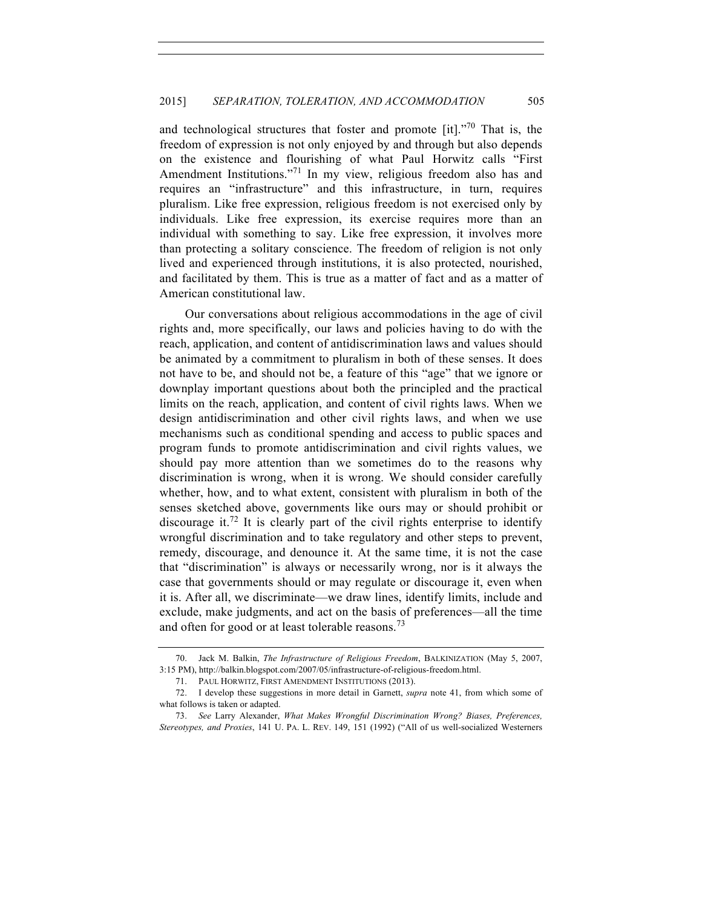and technological structures that foster and promote [it]."[70] That is, the freedom of expression is not only enjoyed by and through but also depends on the existence and flourishing of what Paul Horwitz calls "First Amendment Institutions."[71] In my view, religious freedom also has and requires an "infrastructure" and this infrastructure, in turn, requires pluralism. Like free expression, religious freedom is not exercised only by individuals. Like free expression, its exercise requires more than an individual with something to say. Like free expression, it involves more than protecting a solitary conscience. The freedom of religion is not only lived and experienced through institutions, it is also protected, nourished, and facilitated by them. This is true as a matter of fact and as a matter of American constitutional law.

Our conversations about religious accommodations in the age of civil rights and, more specifically, our laws and policies having to do with the reach, application, and content of antidiscrimination laws and values should be animated by a commitment to pluralism in both of these senses. It does not have to be, and should not be, a feature of this "age" that we ignore or downplay important questions about both the principled and the practical limits on the reach, application, and content of civil rights laws. When we design antidiscrimination and other civil rights laws, and when we use mechanisms such as conditional spending and access to public spaces and program funds to promote antidiscrimination and civil rights values, we should pay more attention than we sometimes do to the reasons why discrimination is wrong, when it is wrong. We should consider carefully whether, how, and to what extent, consistent with pluralism in both of the senses sketched above, governments like ours may or should prohibit or discourage it.[72] It is clearly part of the civil rights enterprise to identify wrongful discrimination and to take regulatory and other steps to prevent, remedy, discourage, and denounce it. At the same time, it is not the case that "discrimination" is always or necessarily wrong, nor is it always the case that governments should or may regulate or discourage it, even when it is. After all, we discriminate—we draw lines, identify limits, include and exclude, make judgments, and act on the basis of preferences—all the time and often for good or at least tolerable reasons.[73]

---

70. Jack M. Balkin, *The Infrastructure of Religious Freedom*, BALKINIZATION (May 5, 2007, 3:15 PM), http://balkin.blogspot.com/2007/05/infrastructure-of-religious-freedom.html.

71. PAUL HORWITZ, FIRST AMENDMENT INSTITUTIONS (2013).

72. I develop these suggestions in more detail in Garnett, *supra* note 41, from which some of what follows is taken or adapted.

73. *See* Larry Alexander, *What Makes Wrongful Discrimination Wrong? Biases, Preferences, Stereotypes, and Proxies*, 141 U. PA. L. REV. 149, 151 (1992) ("All of us well-socialized Westerners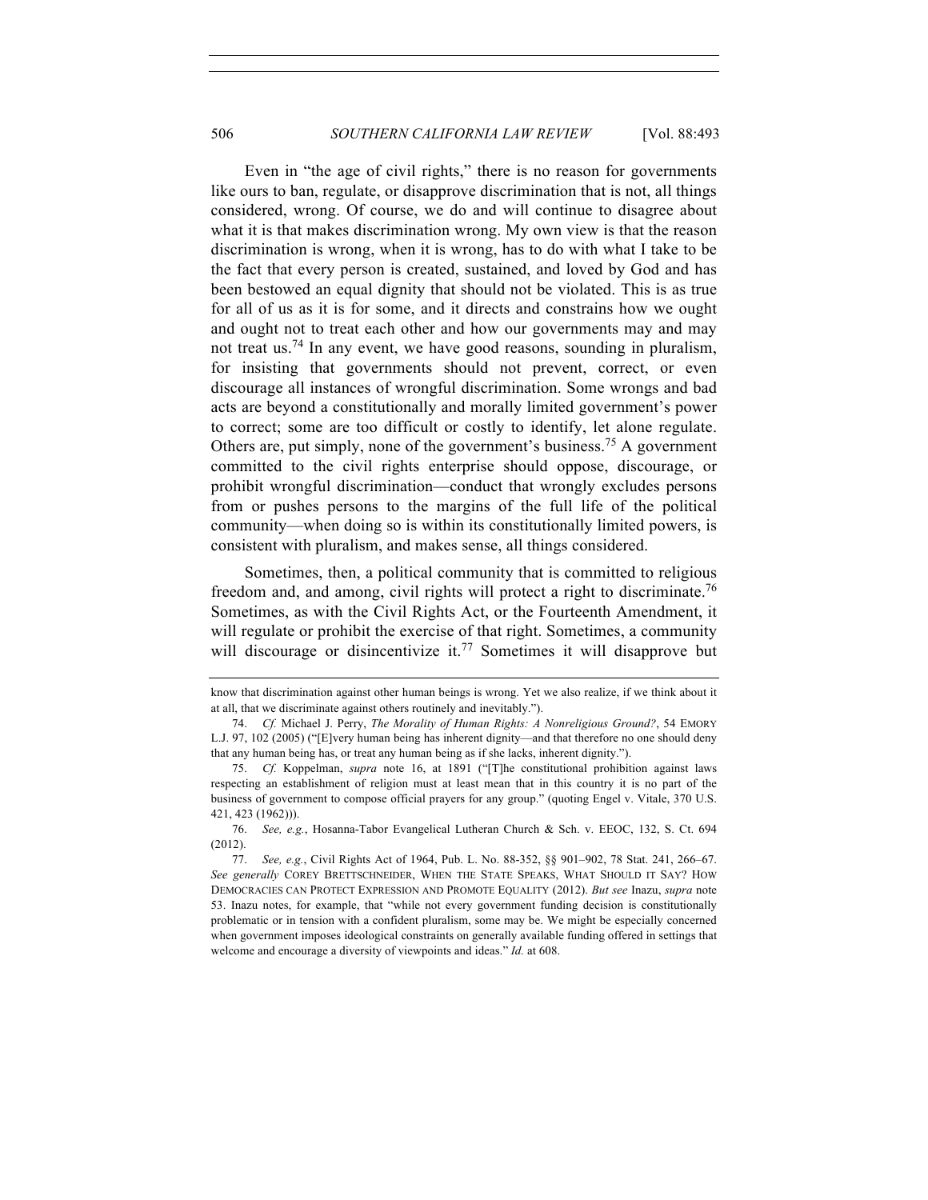Even in "the age of civil rights," there is no reason for governments like ours to ban, regulate, or disapprove discrimination that is not, all things considered, wrong. Of course, we do and will continue to disagree about what it is that makes discrimination wrong. My own view is that the reason discrimination is wrong, when it is wrong, has to do with what I take to be the fact that every person is created, sustained, and loved by God and has been bestowed an equal dignity that should not be violated. This is as true for all of us as it is for some, and it directs and constrains how we ought and ought not to treat each other and how our governments may and may not treat us.[74] In any event, we have good reasons, sounding in pluralism, for insisting that governments should not prevent, correct, or even discourage all instances of wrongful discrimination. Some wrongs and bad acts are beyond a constitutionally and morally limited government's power to correct; some are too difficult or costly to identify, let alone regulate. Others are, put simply, none of the government's business.[75] A government committed to the civil rights enterprise should oppose, discourage, or prohibit wrongful discrimination—conduct that wrongly excludes persons from or pushes persons to the margins of the full life of the political community—when doing so is within its constitutionally limited powers, is consistent with pluralism, and makes sense, all things considered.

Sometimes, then, a political community that is committed to religious freedom and, and among, civil rights will protect a right to discriminate.[76] Sometimes, as with the Civil Rights Act, or the Fourteenth Amendment, it will regulate or prohibit the exercise of that right. Sometimes, a community will discourage or disincentivize it.[77] Sometimes it will disapprove but

---

know that discrimination against other human beings is wrong. Yet we also realize, if we think about it at all, that we discriminate against others routinely and inevitably.").

74. *Cf.* Michael J. Perry, *The Morality of Human Rights: A Nonreligious Ground?*, 54 EMORY L.J. 97, 102 (2005) ("[E]very human being has inherent dignity—and that therefore no one should deny that any human being has, or treat any human being as if she lacks, inherent dignity.").

75. *Cf.* Koppelman, *supra* note 16, at 1891 ("[T]he constitutional prohibition against laws respecting an establishment of religion must at least mean that in this country it is no part of the business of government to compose official prayers for any group." (quoting Engel v. Vitale, 370 U.S. 421, 423 (1962))).

76. *See, e.g.*, Hosanna-Tabor Evangelical Lutheran Church & Sch. v. EEOC, 132, S. Ct. 694 (2012).

77. *See, e.g.*, Civil Rights Act of 1964, Pub. L. No. 88-352, §§ 901–902, 78 Stat. 241, 266–67. *See generally* COREY BRETTSCHNEIDER, WHEN THE STATE SPEAKS, WHAT SHOULD IT SAY? HOW DEMOCRACIES CAN PROTECT EXPRESSION AND PROMOTE EQUALITY (2012). *But see* Inazu, *supra* note 53. Inazu notes, for example, that "while not every government funding decision is constitutionally problematic or in tension with a confident pluralism, some may be. We might be especially concerned when government imposes ideological constraints on generally available funding offered in settings that welcome and encourage a diversity of viewpoints and ideas." *Id.* at 608.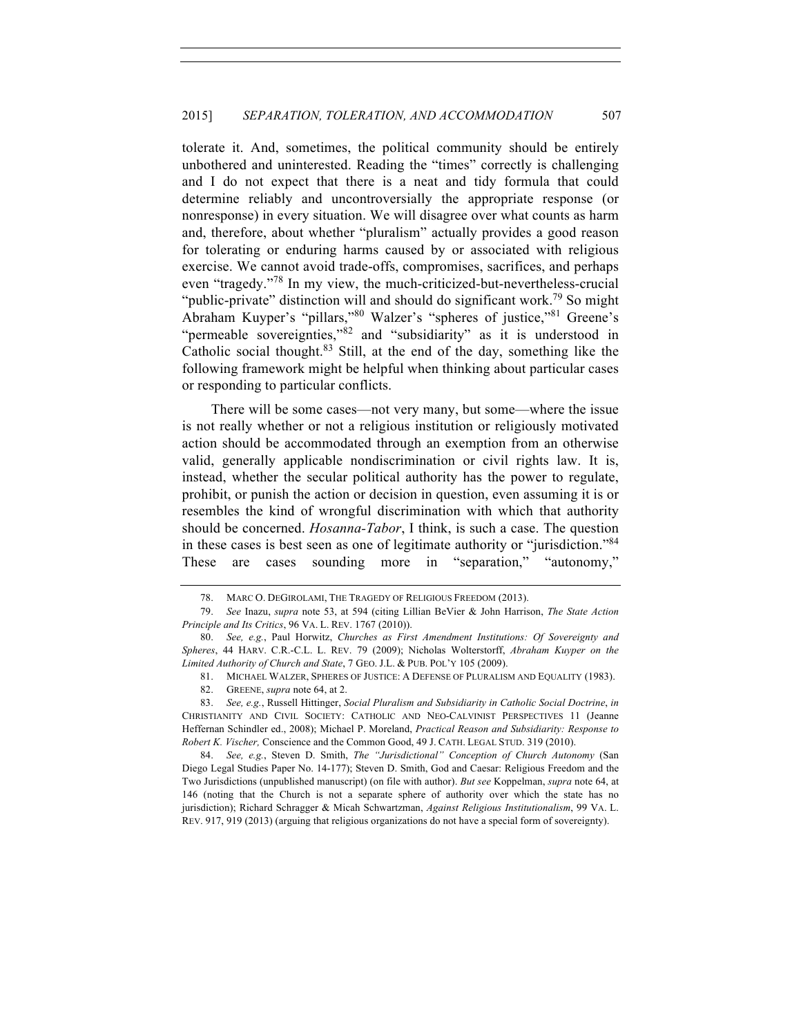tolerate it. And, sometimes, the political community should be entirely unbothered and uninterested. Reading the "times" correctly is challenging and I do not expect that there is a neat and tidy formula that could determine reliably and uncontroversially the appropriate response (or nonresponse) in every situation. We will disagree over what counts as harm and, therefore, about whether "pluralism" actually provides a good reason for tolerating or enduring harms caused by or associated with religious exercise. We cannot avoid trade-offs, compromises, sacrifices, and perhaps even "tragedy."[78] In my view, the much-criticized-but-nevertheless-crucial "public-private" distinction will and should do significant work.[79] So might Abraham Kuyper's "pillars,"[80] Walzer's "spheres of justice,"[81] Greene's "permeable sovereignties,"[82] and "subsidiarity" as it is understood in Catholic social thought.[83] Still, at the end of the day, something like the following framework might be helpful when thinking about particular cases or responding to particular conflicts.

There will be some cases—not very many, but some—where the issue is not really whether or not a religious institution or religiously motivated action should be accommodated through an exemption from an otherwise valid, generally applicable nondiscrimination or civil rights law. It is, instead, whether the secular political authority has the power to regulate, prohibit, or punish the action or decision in question, even assuming it is or resembles the kind of wrongful discrimination with which that authority should be concerned. *Hosanna-Tabor*, I think, is such a case. The question in these cases is best seen as one of legitimate authority or "jurisdiction."[84] These are cases sounding more in "separation," "autonomy,"

---

78. MARC O. DEGIROLAMI, THE TRAGEDY OF RELIGIOUS FREEDOM (2013).

79. *See* Inazu, *supra* note 53, at 594 (citing Lillian BeVier & John Harrison, *The State Action Principle and Its Critics*, 96 VA. L. REV. 1767 (2010)).

80. *See, e.g.*, Paul Horwitz, *Churches as First Amendment Institutions: Of Sovereignty and Spheres*, 44 HARV. C.R.-C.L. L. REV. 79 (2009); Nicholas Wolterstorff, *Abraham Kuyper on the Limited Authority of Church and State*, 7 GEO. J.L. & PUB. POL'Y 105 (2009).

81. MICHAEL WALZER, SPHERES OF JUSTICE: A DEFENSE OF PLURALISM AND EQUALITY (1983).

82. GREENE, *supra* note 64, at 2.

83. *See, e.g.*, Russell Hittinger, *Social Pluralism and Subsidiarity in Catholic Social Doctrine*, *in* CHRISTIANITY AND CIVIL SOCIETY: CATHOLIC AND NEO-CALVINIST PERSPECTIVES 11 (Jeanne Heffernan Schindler ed., 2008); Michael P. Moreland, *Practical Reason and Subsidiarity: Response to Robert K. Vischer,* Conscience and the Common Good, 49 J. CATH. LEGAL STUD. 319 (2010).

84. *See, e.g.*, Steven D. Smith, *The "Jurisdictional" Conception of Church Autonomy* (San Diego Legal Studies Paper No. 14-177); Steven D. Smith, God and Caesar: Religious Freedom and the Two Jurisdictions (unpublished manuscript) (on file with author). *But see* Koppelman, *supra* note 64, at 146 (noting that the Church is not a separate sphere of authority over which the state has no jurisdiction); Richard Schragger & Micah Schwartzman, *Against Religious Institutionalism*, 99 VA. L. REV. 917, 919 (2013) (arguing that religious organizations do not have a special form of sovereignty).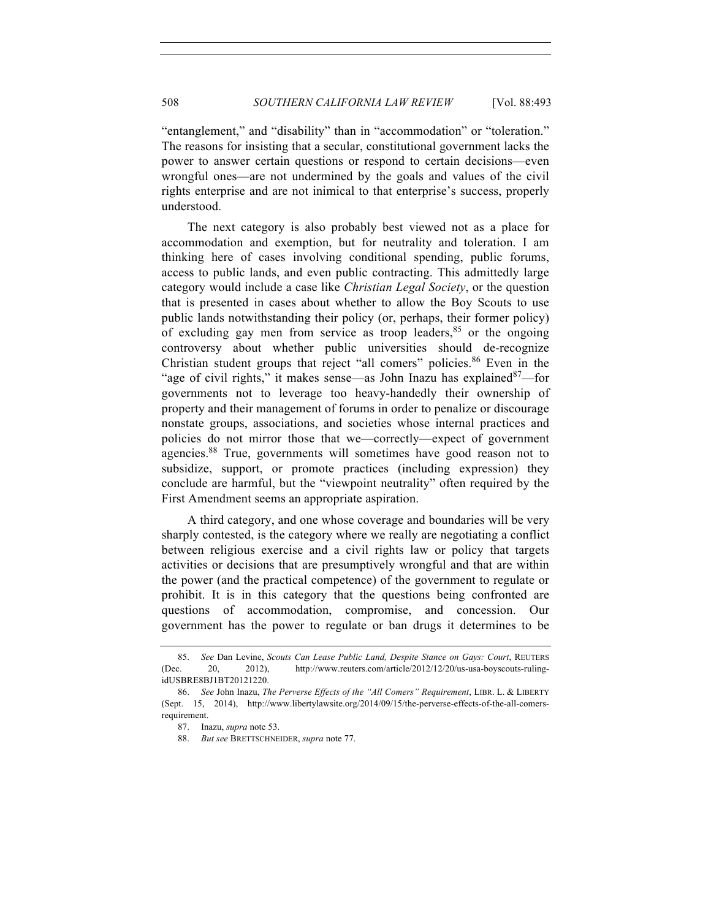"entanglement," and "disability" than in "accommodation" or "toleration." The reasons for insisting that a secular, constitutional government lacks the power to answer certain questions or respond to certain decisions—even wrongful ones—are not undermined by the goals and values of the civil rights enterprise and are not inimical to that enterprise's success, properly understood.

The next category is also probably best viewed not as a place for accommodation and exemption, but for neutrality and toleration. I am thinking here of cases involving conditional spending, public forums, access to public lands, and even public contracting. This admittedly large category would include a case like *Christian Legal Society*, or the question that is presented in cases about whether to allow the Boy Scouts to use public lands notwithstanding their policy (or, perhaps, their former policy) of excluding gay men from service as troop leaders,[85] or the ongoing controversy about whether public universities should de-recognize Christian student groups that reject "all comers" policies.[86] Even in the "age of civil rights," it makes sense—as John Inazu has explained[87]—for governments not to leverage too heavy-handedly their ownership of property and their management of forums in order to penalize or discourage nonstate groups, associations, and societies whose internal practices and policies do not mirror those that we—correctly—expect of government agencies.[88] True, governments will sometimes have good reason not to subsidize, support, or promote practices (including expression) they conclude are harmful, but the "viewpoint neutrality" often required by the First Amendment seems an appropriate aspiration.

A third category, and one whose coverage and boundaries will be very sharply contested, is the category where we really are negotiating a conflict between religious exercise and a civil rights law or policy that targets activities or decisions that are presumptively wrongful and that are within the power (and the practical competence) of the government to regulate or prohibit. It is in this category that the questions being confronted are questions of accommodation, compromise, and concession. Our government has the power to regulate or ban drugs it determines to be

---

85. *See* Dan Levine, *Scouts Can Lease Public Land, Despite Stance on Gays: Court*, REUTERS (Dec. 20, 2012), http://www.reuters.com/article/2012/12/20/us-usa-boyscouts-ruling-idUSBRE8BJ1BT20121220.

86. *See* John Inazu, *The Perverse Effects of the "All Comers" Requirement*, LIBR. L. & LIBERTY (Sept. 15, 2014), http://www.libertylawsite.org/2014/09/15/the-perverse-effects-of-the-all-comers-requirement.

87. Inazu, *supra* note 53.

88. *But see* BRETTSCHNEIDER, *supra* note 77.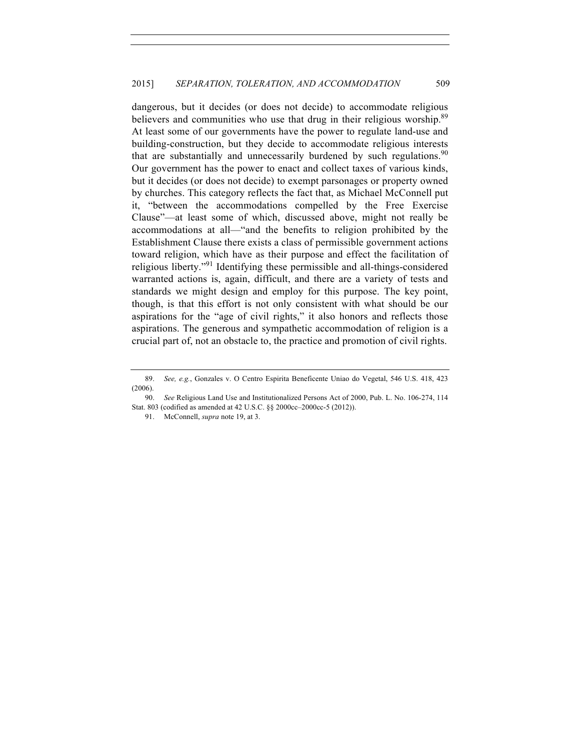dangerous, but it decides (or does not decide) to accommodate religious believers and communities who use that drug in their religious worship.[89] At least some of our governments have the power to regulate land-use and building-construction, but they decide to accommodate religious interests that are substantially and unnecessarily burdened by such regulations.[90] Our government has the power to enact and collect taxes of various kinds, but it decides (or does not decide) to exempt parsonages or property owned by churches. This category reflects the fact that, as Michael McConnell put it, "between the accommodations compelled by the Free Exercise Clause"—at least some of which, discussed above, might not really be accommodations at all—"and the benefits to religion prohibited by the Establishment Clause there exists a class of permissible government actions toward religion, which have as their purpose and effect the facilitation of religious liberty."[91] Identifying these permissible and all-things-considered warranted actions is, again, difficult, and there are a variety of tests and standards we might design and employ for this purpose. The key point, though, is that this effort is not only consistent with what should be our aspirations for the "age of civil rights," it also honors and reflects those aspirations. The generous and sympathetic accommodation of religion is a crucial part of, not an obstacle to, the practice and promotion of civil rights.

---

89. *See, e.g.*, Gonzales v. O Centro Espirita Beneficente Uniao do Vegetal, 546 U.S. 418, 423 (2006).

90. *See* Religious Land Use and Institutionalized Persons Act of 2000, Pub. L. No. 106-274, 114 Stat. 803 (codified as amended at 42 U.S.C. §§ 2000cc–2000cc-5 (2012)).

91. McConnell, *supra* note 19, at 3.